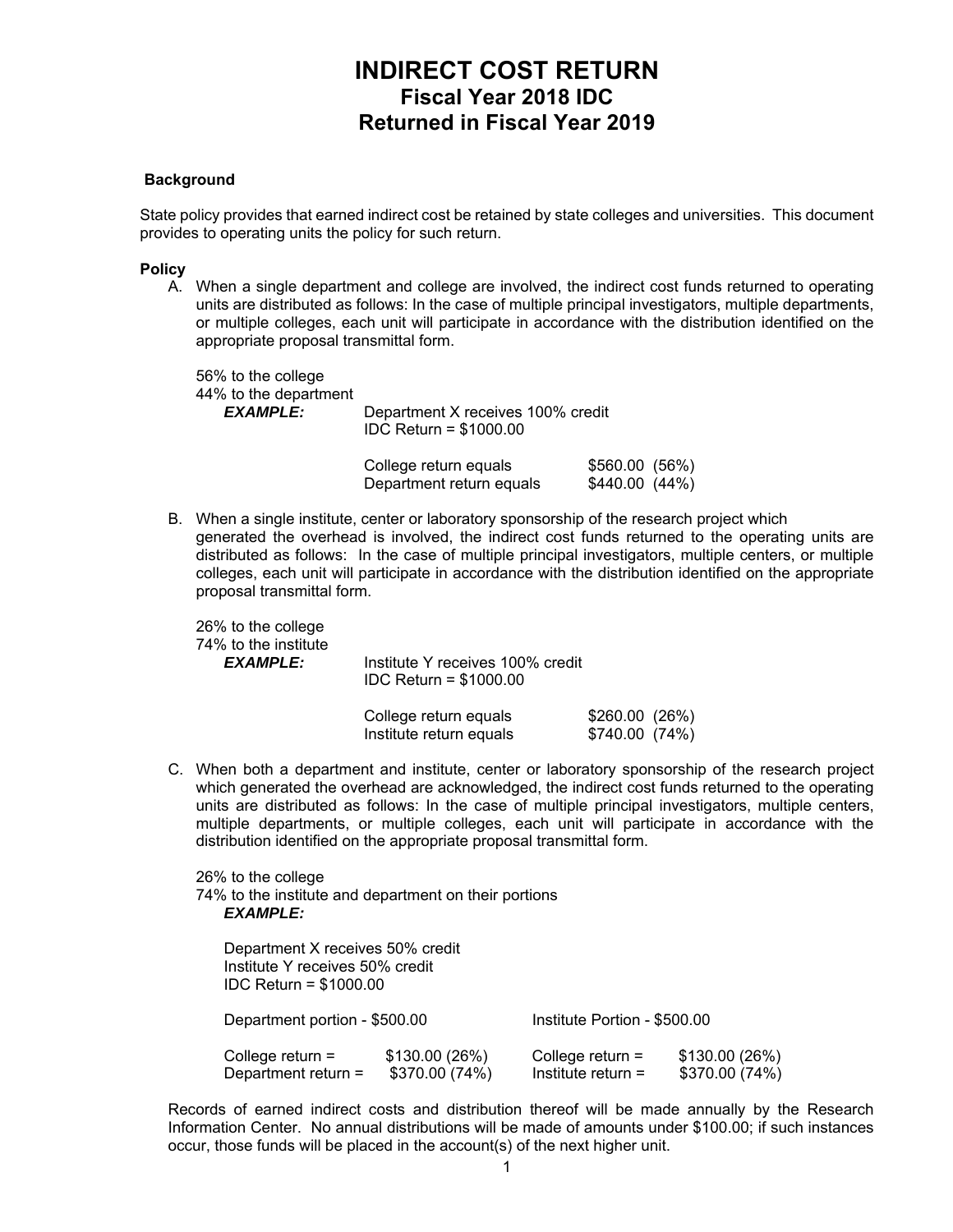# INDIRECT COST RETURN
## Fiscal Year 2018 IDC
## Returned in Fiscal Year 2019

**Background**

State policy provides that earned indirect cost be retained by state colleges and universities. This document provides to operating units the policy for such return.

**Policy**

A. When a single department and college are involved, the indirect cost funds returned to operating units are distributed as follows: In the case of multiple principal investigators, multiple departments, or multiple colleges, each unit will participate in accordance with the distribution identified on the appropriate proposal transmittal form.

   56% to the college
   44% to the department

   ***EXAMPLE:*** Department X receives 100% credit
   IDC Return = $1000.00

   | | | |
   |---|---|---|
   | College return equals | $560.00 | (56%) |
   | Department return equals | $440.00 | (44%) |

B. When a single institute, center or laboratory sponsorship of the research project which generated the overhead is involved, the indirect cost funds returned to the operating units are distributed as follows: In the case of multiple principal investigators, multiple centers, or multiple colleges, each unit will participate in accordance with the distribution identified on the appropriate proposal transmittal form.

   26% to the college
   74% to the institute

   ***EXAMPLE:*** Institute Y receives 100% credit
   IDC Return = $1000.00

   | | | |
   |---|---|---|
   | College return equals | $260.00 | (26%) |
   | Institute return equals | $740.00 | (74%) |

C. When both a department and institute, center or laboratory sponsorship of the research project which generated the overhead are acknowledged, the indirect cost funds returned to the operating units are distributed as follows: In the case of multiple principal investigators, multiple centers, multiple departments, or multiple colleges, each unit will participate in accordance with the distribution identified on the appropriate proposal transmittal form.

   26% to the college
   74% to the institute and department on their portions

   ***EXAMPLE:***

   Department X receives 50% credit
   Institute Y receives 50% credit
   IDC Return = $1000.00

   | Department portion - $500.00 | | Institute Portion - $500.00 | |
   |---|---|---|---|
   | College return = | $130.00 (26%) | College return = | $130.00 (26%) |
   | Department return = | $370.00 (74%) | Institute return = | $370.00 (74%) |

Records of earned indirect costs and distribution thereof will be made annually by the Research Information Center. No annual distributions will be made of amounts under $100.00; if such instances occur, those funds will be placed in the account(s) of the next higher unit.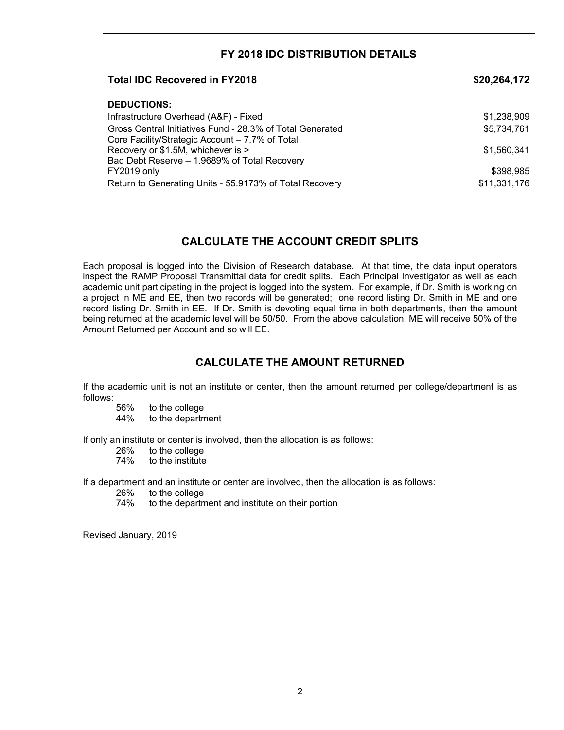## FY 2018 IDC DISTRIBUTION DETAILS

| | |
|---|---|
| **Total IDC Recovered in FY2018** | **$20,264,172** |
| **DEDUCTIONS:** | |
| Infrastructure Overhead (A&F) - Fixed | $1,238,909 |
| Gross Central Initiatives Fund - 28.3% of Total Generated | $5,734,761 |
| Core Facility/Strategic Account – 7.7% of Total Recovery or $1.5M, whichever is > | $1,560,341 |
| Bad Debt Reserve – 1.9689% of Total Recovery FY2019 only | $398,985 |
| Return to Generating Units - 55.9173% of Total Recovery | $11,331,176 |

## CALCULATE THE ACCOUNT CREDIT SPLITS

Each proposal is logged into the Division of Research database. At that time, the data input operators inspect the RAMP Proposal Transmittal data for credit splits. Each Principal Investigator as well as each academic unit participating in the project is logged into the system. For example, if Dr. Smith is working on a project in ME and EE, then two records will be generated; one record listing Dr. Smith in ME and one record listing Dr. Smith in EE. If Dr. Smith is devoting equal time in both departments, then the amount being returned at the academic level will be 50/50. From the above calculation, ME will receive 50% of the Amount Returned per Account and so will EE.

## CALCULATE THE AMOUNT RETURNED

If the academic unit is not an institute or center, then the amount returned per college/department is as follows:

- 56% to the college
- 44% to the department

If only an institute or center is involved, then the allocation is as follows:

- 26% to the college
- 74% to the institute

If a department and an institute or center are involved, then the allocation is as follows:

- 26% to the college
- 74% to the department and institute on their portion

Revised January, 2019